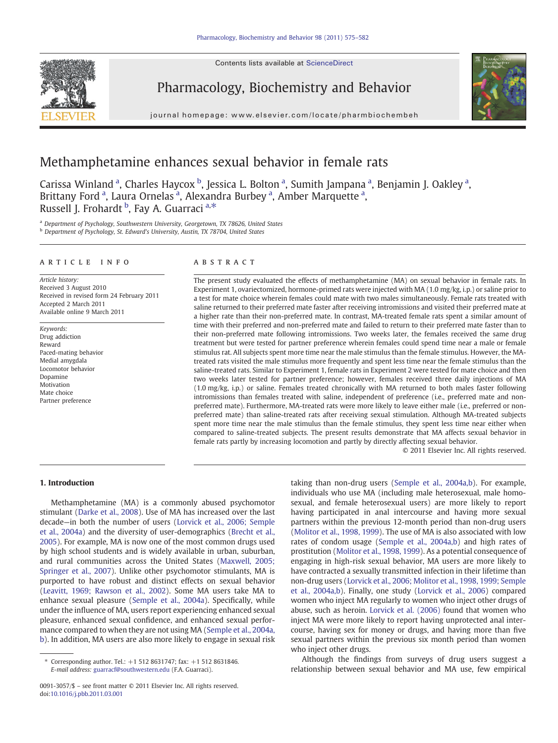# Methamphetamine enhances sexual behavior in female rats

Carissa Winland [a], Charles Haycox [b], Jessica L. Bolton [a], Sumith Jampana [a], Benjamin J. Oakley [a], Brittany Ford [a], Laura Ornelas [a], Alexandra Burbey [a], Amber Marquette [a], Russell J. Frohardt [b], Fay A. Guarraci [a,*]

[a] Department of Psychology, Southwestern University, Georgetown, TX 78626, United States
[b] Department of Psychology, St. Edward's University, Austin, TX 78704, United States

## ARTICLE INFO

*Article history:*
Received 3 August 2010
Received in revised form 24 February 2011
Accepted 2 March 2011
Available online 9 March 2011

*Keywords:*
Drug addiction
Reward
Paced-mating behavior
Medial amygdala
Locomotor behavior
Dopamine
Motivation
Mate choice
Partner preference

## ABSTRACT

The present study evaluated the effects of methamphetamine (MA) on sexual behavior in female rats. In Experiment 1, ovariectomized, hormone-primed rats were injected with MA (1.0 mg/kg, i.p.) or saline prior to a test for mate choice wherein females could mate with two males simultaneously. Female rats treated with saline returned to their preferred mate faster after receiving intromissions and visited their preferred mate at a higher rate than their non-preferred mate. In contrast, MA-treated female rats spent a similar amount of time with their preferred and non-preferred mate and failed to return to their preferred mate faster than to their non-preferred mate following intromissions. Two weeks later, the females received the same drug treatment but were tested for partner preference wherein females could spend time near a male or female stimulus rat. All subjects spent more time near the male stimulus than the female stimulus. However, the MA-treated rats visited the male stimulus more frequently and spent less time near the female stimulus than the saline-treated rats. Similar to Experiment 1, female rats in Experiment 2 were tested for mate choice and then two weeks later tested for partner preference; however, females received three daily injections of MA (1.0 mg/kg, i.p.) or saline. Females treated chronically with MA returned to both males faster following intromissions than females treated with saline, independent of preference (i.e., preferred mate and non-preferred mate). Furthermore, MA-treated rats were more likely to leave either male (i.e., preferred or non-preferred mate) than saline-treated rats after receiving sexual stimulation. Although MA-treated subjects spent more time near the male stimulus than the female stimulus, they spent less time near either when compared to saline-treated subjects. The present results demonstrate that MA affects sexual behavior in female rats partly by increasing locomotion and partly by directly affecting sexual behavior.

© 2011 Elsevier Inc. All rights reserved.

## 1. Introduction

Methamphetamine (MA) is a commonly abused psychomotor stimulant (Darke et al., 2008). Use of MA has increased over the last decade—in both the number of users (Lorvick et al., 2006; Semple et al., 2004a) and the diversity of user-demographics (Brecht et al., 2005). For example, MA is now one of the most common drugs used by high school students and is widely available in urban, suburban, and rural communities across the United States (Maxwell, 2005; Springer et al., 2007). Unlike other psychomotor stimulants, MA is purported to have robust and distinct effects on sexual behavior (Leavitt, 1969; Rawson et al., 2002). Some MA users take MA to enhance sexual pleasure (Semple et al., 2004a). Specifically, while under the influence of MA, users report experiencing enhanced sexual pleasure, enhanced sexual confidence, and enhanced sexual performance compared to when they are not using MA (Semple et al., 2004a, b). In addition, MA users are also more likely to engage in sexual risk taking than non-drug users (Semple et al., 2004a,b). For example, individuals who use MA (including male heterosexual, male homosexual, and female heterosexual users) are more likely to report having participated in anal intercourse and having more sexual partners within the previous 12-month period than non-drug users (Molitor et al., 1998, 1999). The use of MA is also associated with low rates of condom usage (Semple et al., 2004a,b) and high rates of prostitution (Molitor et al., 1998, 1999). As a potential consequence of engaging in high-risk sexual behavior, MA users are more likely to have contracted a sexually transmitted infection in their lifetime than non-drug users (Lorvick et al., 2006; Molitor et al., 1998, 1999; Semple et al., 2004a,b). Finally, one study (Lorvick et al., 2006) compared women who inject MA regularly to women who inject other drugs of abuse, such as heroin. Lorvick et al. (2006) found that women who inject MA were more likely to report having unprotected anal intercourse, having sex for money or drugs, and having more than five sexual partners within the previous six month period than women who inject other drugs.

Although the findings from surveys of drug users suggest a relationship between sexual behavior and MA use, few empirical

* Corresponding author. Tel.: +1 512 8631747; fax: +1 512 8631846. E-mail address: guarracf@southwestern.edu (F.A. Guarraci).

0091-3057/$ – see front matter © 2011 Elsevier Inc. All rights reserved.
doi:10.1016/j.pbb.2011.03.001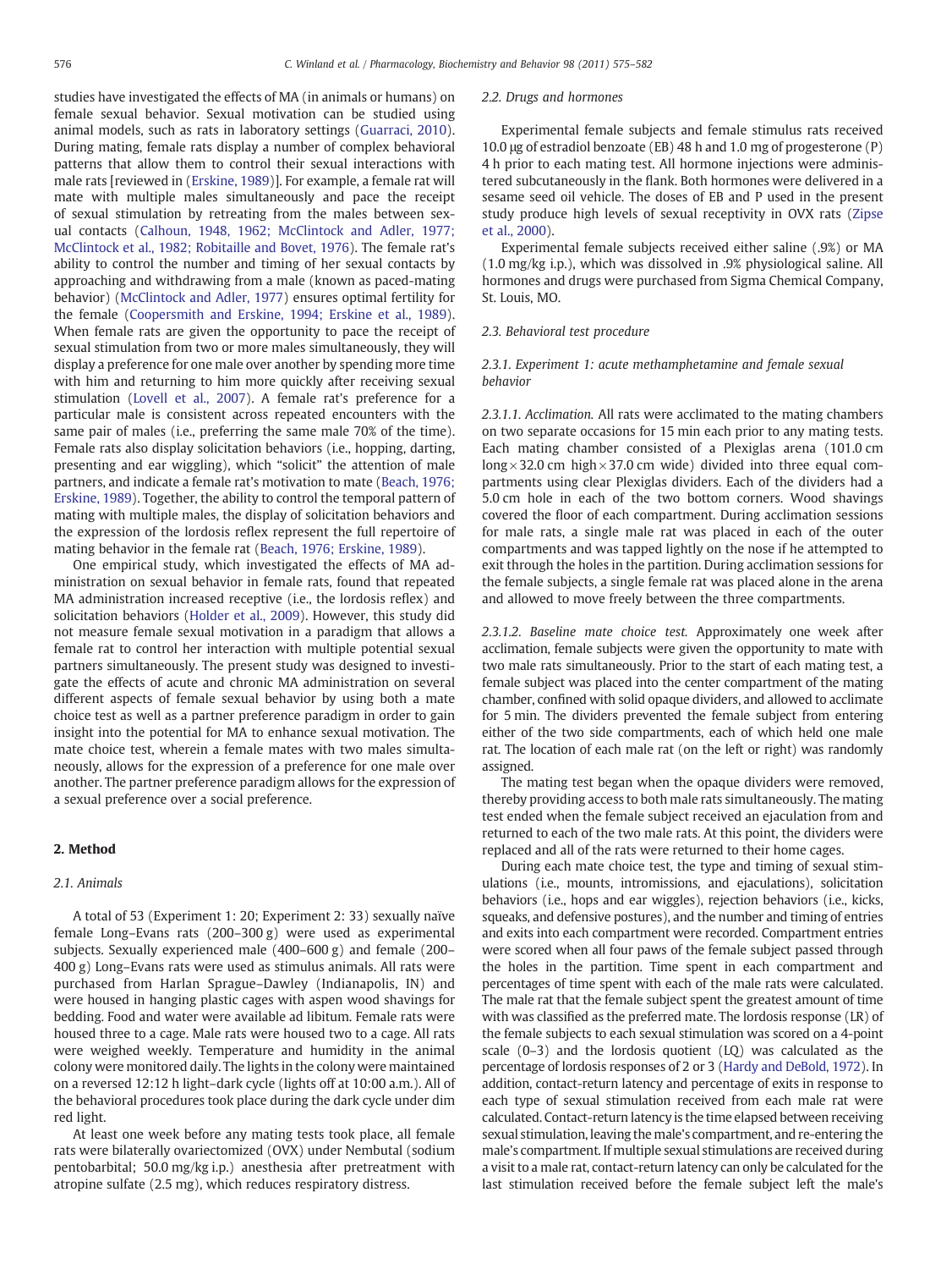studies have investigated the effects of MA (in animals or humans) on female sexual behavior. Sexual motivation can be studied using animal models, such as rats in laboratory settings (Guarraci, 2010). During mating, female rats display a number of complex behavioral patterns that allow them to control their sexual interactions with male rats [reviewed in (Erskine, 1989)]. For example, a female rat will mate with multiple males simultaneously and pace the receipt of sexual stimulation by retreating from the males between sexual contacts (Calhoun, 1948, 1962; McClintock and Adler, 1977; McClintock et al., 1982; Robitaille and Bovet, 1976). The female rat's ability to control the number and timing of her sexual contacts by approaching and withdrawing from a male (known as paced-mating behavior) (McClintock and Adler, 1977) ensures optimal fertility for the female (Coopersmith and Erskine, 1994; Erskine et al., 1989). When female rats are given the opportunity to pace the receipt of sexual stimulation from two or more males simultaneously, they will display a preference for one male over another by spending more time with him and returning to him more quickly after receiving sexual stimulation (Lovell et al., 2007). A female rat's preference for a particular male is consistent across repeated encounters with the same pair of males (i.e., preferring the same male 70% of the time). Female rats also display solicitation behaviors (i.e., hopping, darting, presenting and ear wiggling), which "solicit" the attention of male partners, and indicate a female rat's motivation to mate (Beach, 1976; Erskine, 1989). Together, the ability to control the temporal pattern of mating with multiple males, the display of solicitation behaviors and the expression of the lordosis reflex represent the full repertoire of mating behavior in the female rat (Beach, 1976; Erskine, 1989).

One empirical study, which investigated the effects of MA administration on sexual behavior in female rats, found that repeated MA administration increased receptive (i.e., the lordosis reflex) and solicitation behaviors (Holder et al., 2009). However, this study did not measure female sexual motivation in a paradigm that allows a female rat to control her interaction with multiple potential sexual partners simultaneously. The present study was designed to investigate the effects of acute and chronic MA administration on several different aspects of female sexual behavior by using both a mate choice test as well as a partner preference paradigm in order to gain insight into the potential for MA to enhance sexual motivation. The mate choice test, wherein a female mates with two males simultaneously, allows for the expression of a preference for one male over another. The partner preference paradigm allows for the expression of a sexual preference over a social preference.

## 2. Method

### 2.1. Animals

A total of 53 (Experiment 1: 20; Experiment 2: 33) sexually naïve female Long–Evans rats (200–300 g) were used as experimental subjects. Sexually experienced male (400–600 g) and female (200–400 g) Long–Evans rats were used as stimulus animals. All rats were purchased from Harlan Sprague–Dawley (Indianapolis, IN) and were housed in hanging plastic cages with aspen wood shavings for bedding. Food and water were available ad libitum. Female rats were housed three to a cage. Male rats were housed two to a cage. All rats were weighed weekly. Temperature and humidity in the animal colony were monitored daily. The lights in the colony were maintained on a reversed 12:12 h light–dark cycle (lights off at 10:00 a.m.). All of the behavioral procedures took place during the dark cycle under dim red light.

At least one week before any mating tests took place, all female rats were bilaterally ovariectomized (OVX) under Nembutal (sodium pentobarbital; 50.0 mg/kg i.p.) anesthesia after pretreatment with atropine sulfate (2.5 mg), which reduces respiratory distress.

### 2.2. Drugs and hormones

Experimental female subjects and female stimulus rats received 10.0 μg of estradiol benzoate (EB) 48 h and 1.0 mg of progesterone (P) 4 h prior to each mating test. All hormone injections were administered subcutaneously in the flank. Both hormones were delivered in a sesame seed oil vehicle. The doses of EB and P used in the present study produce high levels of sexual receptivity in OVX rats (Zipse et al., 2000).

Experimental female subjects received either saline (.9%) or MA (1.0 mg/kg i.p.), which was dissolved in .9% physiological saline. All hormones and drugs were purchased from Sigma Chemical Company, St. Louis, MO.

### 2.3. Behavioral test procedure

#### 2.3.1. Experiment 1: acute methamphetamine and female sexual behavior

*2.3.1.1. Acclimation.* All rats were acclimated to the mating chambers on two separate occasions for 15 min each prior to any mating tests. Each mating chamber consisted of a Plexiglas arena (101.0 cm long × 32.0 cm high × 37.0 cm wide) divided into three equal compartments using clear Plexiglas dividers. Each of the dividers had a 5.0 cm hole in each of the two bottom corners. Wood shavings covered the floor of each compartment. During acclimation sessions for male rats, a single male rat was placed in each of the outer compartments and was tapped lightly on the nose if he attempted to exit through the holes in the partition. During acclimation sessions for the female subjects, a single female rat was placed alone in the arena and allowed to move freely between the three compartments.

*2.3.1.2. Baseline mate choice test.* Approximately one week after acclimation, female subjects were given the opportunity to mate with two male rats simultaneously. Prior to the start of each mating test, a female subject was placed into the center compartment of the mating chamber, confined with solid opaque dividers, and allowed to acclimate for 5 min. The dividers prevented the female subject from entering either of the two side compartments, each of which held one male rat. The location of each male rat (on the left or right) was randomly assigned.

The mating test began when the opaque dividers were removed, thereby providing access to both male rats simultaneously. The mating test ended when the female subject received an ejaculation from and returned to each of the two male rats. At this point, the dividers were replaced and all of the rats were returned to their home cages.

During each mate choice test, the type and timing of sexual stimulations (i.e., mounts, intromissions, and ejaculations), solicitation behaviors (i.e., hops and ear wiggles), rejection behaviors (i.e., kicks, squeaks, and defensive postures), and the number and timing of entries and exits into each compartment were recorded. Compartment entries were scored when all four paws of the female subject passed through the holes in the partition. Time spent in each compartment and percentages of time spent with each of the male rats were calculated. The male rat that the female subject spent the greatest amount of time with was classified as the preferred mate. The lordosis response (LR) of the female subjects to each sexual stimulation was scored on a 4-point scale (0–3) and the lordosis quotient (LQ) was calculated as the percentage of lordosis responses of 2 or 3 (Hardy and DeBold, 1972). In addition, contact-return latency and percentage of exits in response to each type of sexual stimulation received from each male rat were calculated. Contact-return latency is the time elapsed between receiving sexual stimulation, leaving the male's compartment, and re-entering the male's compartment. If multiple sexual stimulations are received during a visit to a male rat, contact-return latency can only be calculated for the last stimulation received before the female subject left the male's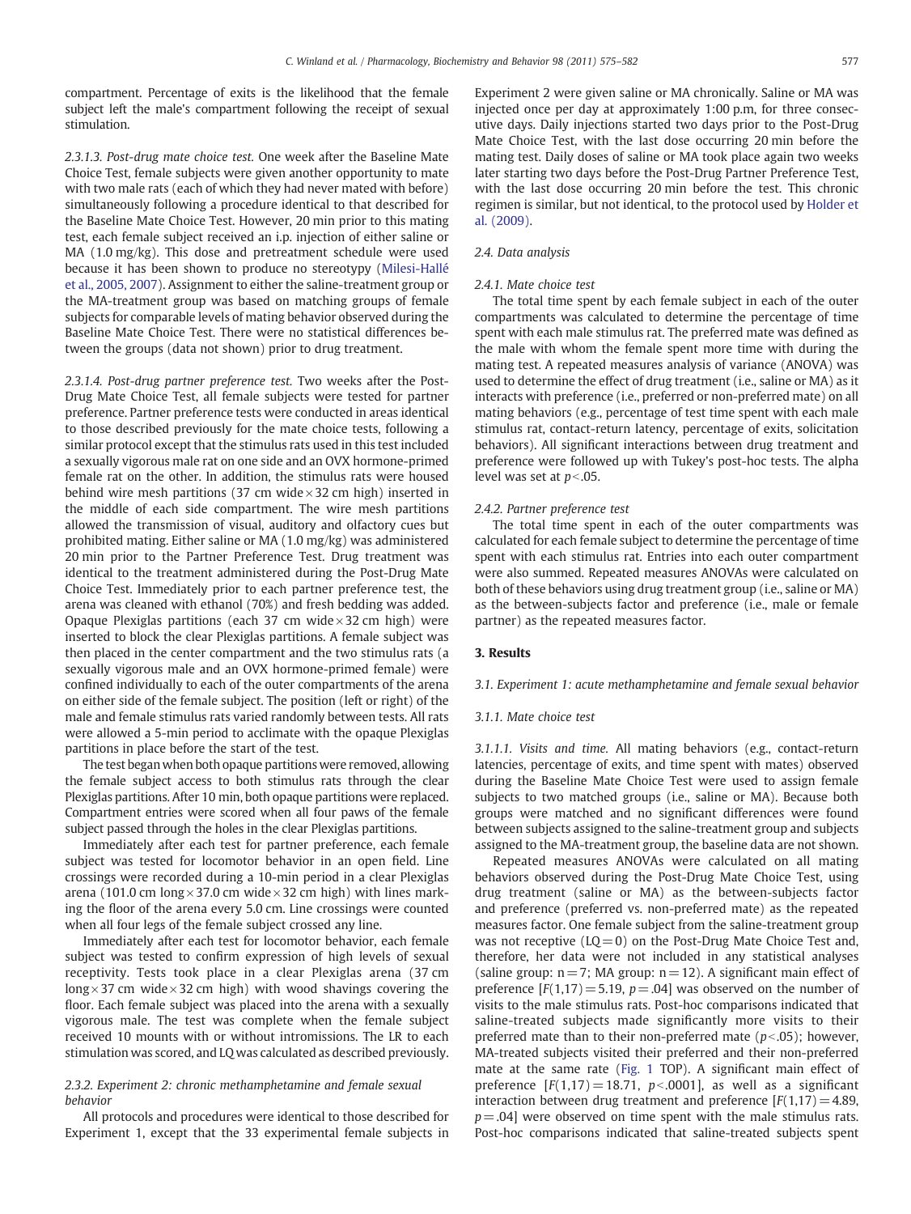compartment. Percentage of exits is the likelihood that the female subject left the male's compartment following the receipt of sexual stimulation.

*2.3.1.3. Post-drug mate choice test.* One week after the Baseline Mate Choice Test, female subjects were given another opportunity to mate with two male rats (each of which they had never mated with before) simultaneously following a procedure identical to that described for the Baseline Mate Choice Test. However, 20 min prior to this mating test, each female subject received an i.p. injection of either saline or MA (1.0 mg/kg). This dose and pretreatment schedule were used because it has been shown to produce no stereotypy (Milesi-Hallé et al., 2005, 2007). Assignment to either the saline-treatment group or the MA-treatment group was based on matching groups of female subjects for comparable levels of mating behavior observed during the Baseline Mate Choice Test. There were no statistical differences between the groups (data not shown) prior to drug treatment.

*2.3.1.4. Post-drug partner preference test.* Two weeks after the Post-Drug Mate Choice Test, all female subjects were tested for partner preference. Partner preference tests were conducted in areas identical to those described previously for the mate choice tests, following a similar protocol except that the stimulus rats used in this test included a sexually vigorous male rat on one side and an OVX hormone-primed female rat on the other. In addition, the stimulus rats were housed behind wire mesh partitions (37 cm wide × 32 cm high) inserted in the middle of each side compartment. The wire mesh partitions allowed the transmission of visual, auditory and olfactory cues but prohibited mating. Either saline or MA (1.0 mg/kg) was administered 20 min prior to the Partner Preference Test. Drug treatment was identical to the treatment administered during the Post-Drug Mate Choice Test. Immediately prior to each partner preference test, the arena was cleaned with ethanol (70%) and fresh bedding was added. Opaque Plexiglas partitions (each 37 cm wide × 32 cm high) were inserted to block the clear Plexiglas partitions. A female subject was then placed in the center compartment and the two stimulus rats (a sexually vigorous male and an OVX hormone-primed female) were confined individually to each of the outer compartments of the arena on either side of the female subject. The position (left or right) of the male and female stimulus rats varied randomly between tests. All rats were allowed a 5-min period to acclimate with the opaque Plexiglas partitions in place before the start of the test.

The test began when both opaque partitions were removed, allowing the female subject access to both stimulus rats through the clear Plexiglas partitions. After 10 min, both opaque partitions were replaced. Compartment entries were scored when all four paws of the female subject passed through the holes in the clear Plexiglas partitions.

Immediately after each test for partner preference, each female subject was tested for locomotor behavior in an open field. Line crossings were recorded during a 10-min period in a clear Plexiglas arena (101.0 cm long × 37.0 cm wide × 32 cm high) with lines marking the floor of the arena every 5.0 cm. Line crossings were counted when all four legs of the female subject crossed any line.

Immediately after each test for locomotor behavior, each female subject was tested to confirm expression of high levels of sexual receptivity. Tests took place in a clear Plexiglas arena (37 cm long × 37 cm wide × 32 cm high) with wood shavings covering the floor. Each female subject was placed into the arena with a sexually vigorous male. The test was complete when the female subject received 10 mounts with or without intromissions. The LR to each stimulation was scored, and LQ was calculated as described previously.

### 2.3.2. Experiment 2: chronic methamphetamine and female sexual behavior

All protocols and procedures were identical to those described for Experiment 1, except that the 33 experimental female subjects in Experiment 2 were given saline or MA chronically. Saline or MA was injected once per day at approximately 1:00 p.m, for three consecutive days. Daily injections started two days prior to the Post-Drug Mate Choice Test, with the last dose occurring 20 min before the mating test. Daily doses of saline or MA took place again two weeks later starting two days before the Post-Drug Partner Preference Test, with the last dose occurring 20 min before the test. This chronic regimen is similar, but not identical, to the protocol used by Holder et al. (2009).

## 2.4. Data analysis

### 2.4.1. Mate choice test

The total time spent by each female subject in each of the outer compartments was calculated to determine the percentage of time spent with each male stimulus rat. The preferred mate was defined as the male with whom the female spent more time with during the mating test. A repeated measures analysis of variance (ANOVA) was used to determine the effect of drug treatment (i.e., saline or MA) as it interacts with preference (i.e., preferred or non-preferred mate) on all mating behaviors (e.g., percentage of test time spent with each male stimulus rat, contact-return latency, percentage of exits, solicitation behaviors). All significant interactions between drug treatment and preference were followed up with Tukey's post-hoc tests. The alpha level was set at $p<.05$.

### 2.4.2. Partner preference test

The total time spent in each of the outer compartments was calculated for each female subject to determine the percentage of time spent with each stimulus rat. Entries into each outer compartment were also summed. Repeated measures ANOVAs were calculated on both of these behaviors using drug treatment group (i.e., saline or MA) as the between-subjects factor and preference (i.e., male or female partner) as the repeated measures factor.

# 3. Results

## 3.1. Experiment 1: acute methamphetamine and female sexual behavior

### 3.1.1. Mate choice test

*3.1.1.1. Visits and time.* All mating behaviors (e.g., contact-return latencies, percentage of exits, and time spent with mates) observed during the Baseline Mate Choice Test were used to assign female subjects to two matched groups (i.e., saline or MA). Because both groups were matched and no significant differences were found between subjects assigned to the saline-treatment group and subjects assigned to the MA-treatment group, the baseline data are not shown.

Repeated measures ANOVAs were calculated on all mating behaviors observed during the Post-Drug Mate Choice Test, using drug treatment (saline or MA) as the between-subjects factor and preference (preferred vs. non-preferred mate) as the repeated measures factor. One female subject from the saline-treatment group was not receptive (LQ = 0) on the Post-Drug Mate Choice Test and, therefore, her data were not included in any statistical analyses (saline group: n = 7; MA group: n = 12). A significant main effect of preference [$F(1,17) = 5.19$, $p = .04$] was observed on the number of visits to the male stimulus rats. Post-hoc comparisons indicated that saline-treated subjects made significantly more visits to their preferred mate than to their non-preferred mate ($p<.05$); however, MA-treated subjects visited their preferred and their non-preferred mate at the same rate (Fig. 1 TOP). A significant main effect of preference [$F(1,17) = 18.71$, $p<.0001$], as well as a significant interaction between drug treatment and preference [$F(1,17) = 4.89$, $p = .04$] were observed on time spent with the male stimulus rats. Post-hoc comparisons indicated that saline-treated subjects spent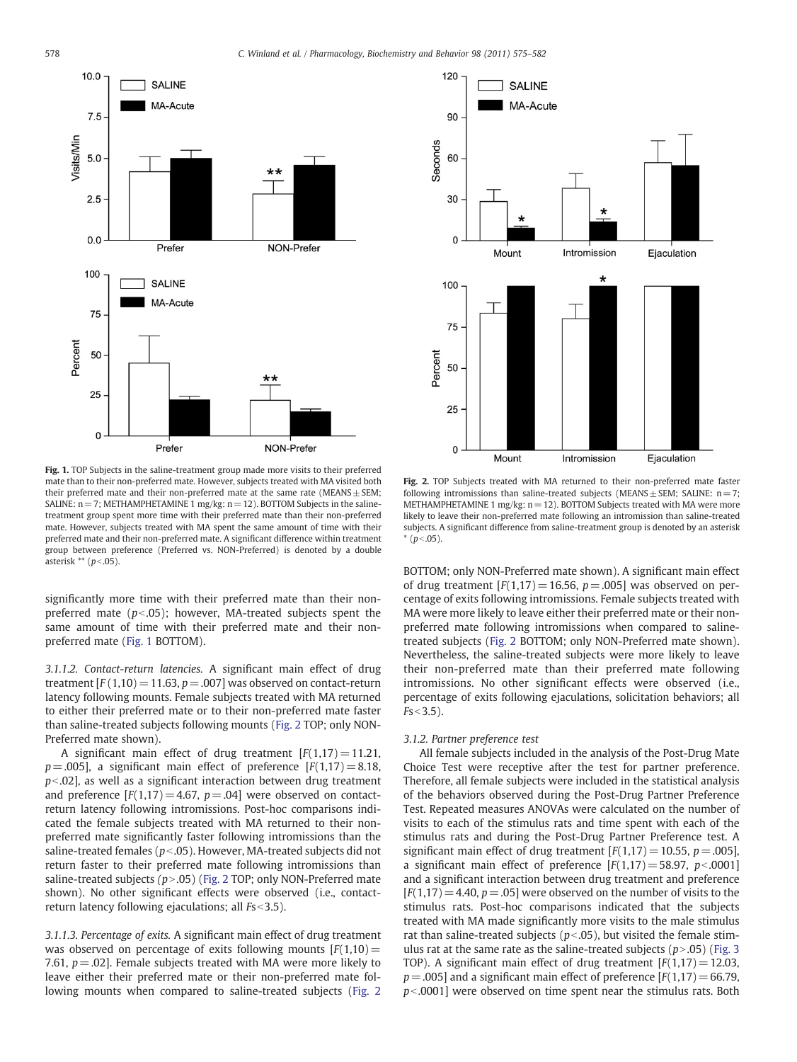Fig. 1. TOP Subjects in the saline-treatment group made more visits to their preferred mate than to their non-preferred mate. However, subjects treated with MA visited both their preferred mate and their non-preferred mate at the same rate (MEANS ± SEM; SALINE: n = 7; METHAMPHETAMINE 1 mg/kg: n = 12). BOTTOM Subjects in the saline-treatment group spent more time with their preferred mate than their non-preferred mate. However, subjects treated with MA spent the same amount of time with their preferred mate and their non-preferred mate. A significant difference within treatment group between preference (Preferred vs. NON-Preferred) is denoted by a double asterisk ** ($p$<.05).

Fig. 2. TOP Subjects treated with MA returned to their non-preferred mate faster following intromissions than saline-treated subjects (MEANS ± SEM; SALINE: n = 7; METHAMPHETAMINE 1 mg/kg: n = 12). BOTTOM Subjects treated with MA were more likely to leave their non-preferred mate following an intromission than saline-treated subjects. A significant difference from saline-treatment group is denoted by an asterisk * ($p$<.05).

significantly more time with their preferred mate than their non-preferred mate ($p$<.05); however, MA-treated subjects spent the same amount of time with their preferred mate and their non-preferred mate (Fig. 1 BOTTOM).

*3.1.1.2. Contact-return latencies.* A significant main effect of drug treatment [$F(1,10) = 11.63$, $p = .007$] was observed on contact-return latency following mounts. Female subjects treated with MA returned to either their preferred mate or to their non-preferred mate faster than saline-treated subjects following mounts (Fig. 2 TOP; only NON-Preferred mate shown).

A significant main effect of drug treatment [$F(1,17) = 11.21$, $p = .005$], a significant main effect of preference [$F(1,17) = 8.18$, $p$<.02], as well as a significant interaction between drug treatment and preference [$F(1,17) = 4.67$, $p = .04$] were observed on contact-return latency following intromissions. Post-hoc comparisons indicated the female subjects treated with MA returned to their non-preferred mate significantly faster following intromissions than the saline-treated females ($p$<.05). However, MA-treated subjects did not return faster to their preferred mate following intromissions than saline-treated subjects ($p$>.05) (Fig. 2 TOP; only NON-Preferred mate shown). No other significant effects were observed (i.e., contact-return latency following ejaculations; all $Fs$<3.5).

*3.1.1.3. Percentage of exits.* A significant main effect of drug treatment was observed on percentage of exits following mounts [$F(1,10) = 7.61$, $p = .02$]. Female subjects treated with MA were more likely to leave either their preferred mate or their non-preferred mate following mounts when compared to saline-treated subjects (Fig. 2 BOTTOM; only NON-Preferred mate shown). A significant main effect of drug treatment [$F(1,17) = 16.56$, $p = .005$] was observed on percentage of exits following intromissions. Female subjects treated with MA were more likely to leave either their preferred mate or their non-preferred mate following intromissions when compared to saline-treated subjects (Fig. 2 BOTTOM; only NON-Preferred mate shown). Nevertheless, the saline-treated subjects were more likely to leave their non-preferred mate than their preferred mate following intromissions. No other significant effects were observed (i.e., percentage of exits following ejaculations, solicitation behaviors; all $Fs$<3.5).

### 3.1.2. Partner preference test

All female subjects included in the analysis of the Post-Drug Mate Choice Test were receptive after the test for partner preference. Therefore, all female subjects were included in the statistical analysis of the behaviors observed during the Post-Drug Partner Preference Test. Repeated measures ANOVAs were calculated on the number of visits to each of the stimulus rats and time spent with each of the stimulus rats and during the Post-Drug Partner Preference test. A significant main effect of drug treatment [$F(1,17) = 10.55$, $p = .005$], a significant main effect of preference [$F(1,17) = 58.97$, $p$<.0001] and a significant interaction between drug treatment and preference [$F(1,17) = 4.40$, $p = .05$] were observed on the number of visits to the stimulus rats. Post-hoc comparisons indicated that the subjects treated with MA made significantly more visits to the male stimulus rat than saline-treated subjects ($p$<.05), but visited the female stimulus rat at the same rate as the saline-treated subjects ($p$>.05) (Fig. 3 TOP). A significant main effect of drug treatment [$F(1,17) = 12.03$, $p = .005$] and a significant main effect of preference [$F(1,17) = 66.79$, $p$<.0001] were observed on time spent near the stimulus rats. Both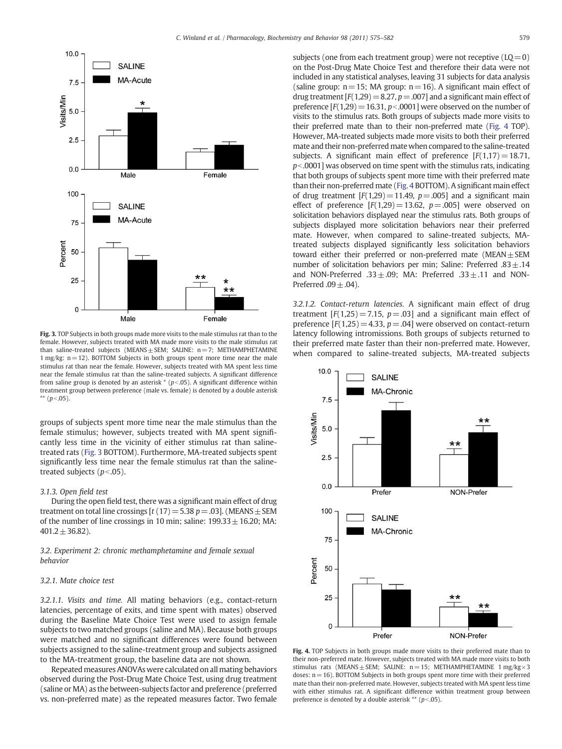Fig. 3. TOP Subjects in both groups made more visits to the male stimulus rat than to the female. However, subjects treated with MA made more visits to the male stimulus rat than saline-treated subjects (MEANS ± SEM; SALINE: n = 7; METHAMPHETAMINE 1 mg/kg: n = 12). BOTTOM Subjects in both groups spent more time near the male stimulus rat than near the female. However, subjects treated with MA spent less time near the female stimulus rat than the saline-treated subjects. A significant difference from saline group is denoted by an asterisk * ($p<.05$). A significant difference within treatment group between preference (male vs. female) is denoted by a double asterisk ** ($p<.05$).

groups of subjects spent more time near the male stimulus than the female stimulus; however, subjects treated with MA spent significantly less time in the vicinity of either stimulus rat than saline-treated rats (Fig. 3 BOTTOM). Furthermore, MA-treated subjects spent significantly less time near the female stimulus rat than the saline-treated subjects ($p<.05$).

#### 3.1.3. Open field test

During the open field test, there was a significant main effect of drug treatment on total line crossings [$t\,(17) = 5.38$ $p = .03$]. (MEANS ± SEM of the number of line crossings in 10 min; saline: 199.33 ± 16.20; MA: 401.2 ± 36.82).

### 3.2. Experiment 2: chronic methamphetamine and female sexual behavior

#### 3.2.1. Mate choice test

*3.2.1.1. Visits and time.* All mating behaviors (e.g., contact-return latencies, percentage of exits, and time spent with mates) observed during the Baseline Mate Choice Test were used to assign female subjects to two matched groups (saline and MA). Because both groups were matched and no significant differences were found between subjects assigned to the saline-treatment group and subjects assigned to the MA-treatment group, the baseline data are not shown.

Repeated measures ANOVAs were calculated on all mating behaviors observed during the Post-Drug Mate Choice Test, using drug treatment (saline or MA) as the between-subjects factor and preference (preferred vs. non-preferred mate) as the repeated measures factor. Two female subjects (one from each treatment group) were not receptive (LQ = 0) on the Post-Drug Mate Choice Test and therefore their data were not included in any statistical analyses, leaving 31 subjects for data analysis (saline group: n = 15; MA group: n = 16). A significant main effect of drug treatment [$F(1,29) = 8.27$, $p = .007$] and a significant main effect of preference [$F(1,29) = 16.31$, $p<.0001$] were observed on the number of visits to the stimulus rats. Both groups of subjects made more visits to their preferred mate than to their non-preferred mate (Fig. 4 TOP). However, MA-treated subjects made more visits to both their preferred mate and their non-preferred mate when compared to the saline-treated subjects. A significant main effect of preference [$F(1,17) = 18.71$, $p<.0001$] was observed on time spent with the stimulus rats, indicating that both groups of subjects spent more time with their preferred mate than their non-preferred mate (Fig. 4 BOTTOM). A significant main effect of drug treatment [$F(1,29) = 11.49$, $p = .005$] and a significant main effect of preference [$F(1,29) = 13.62$, $p = .005$] were observed on solicitation behaviors displayed near the stimulus rats. Both groups of subjects displayed more solicitation behaviors near their preferred mate. However, when compared to saline-treated subjects, MA-treated subjects displayed significantly less solicitation behaviors toward either their preferred or non-preferred mate (MEAN ± SEM number of solicitation behaviors per min; Saline: Preferred .83 ± .14 and NON-Preferred .33 ± .09; MA: Preferred .33 ± .11 and NON-Preferred .09 ± .04).

*3.2.1.2. Contact-return latencies.* A significant main effect of drug treatment [$F(1,25) = 7.15$, $p = .03$] and a significant main effect of preference [$F(1,25) = 4.33$, $p = .04$] were observed on contact-return latency following intromissions. Both groups of subjects returned to their preferred mate faster than their non-preferred mate. However, when compared to saline-treated subjects, MA-treated subjects

Fig. 4. TOP Subjects in both groups made more visits to their preferred mate than to their non-preferred mate. However, subjects treated with MA made more visits to both stimulus rats (MEANS ± SEM; SALINE: n = 15; METHAMPHETAMINE 1 mg/kg × 3 doses: n = 16). BOTTOM Subjects in both groups spent more time with their preferred mate than their non-preferred mate. However, subjects treated with MA spent less time with either stimulus rat. A significant difference within treatment group between preference is denoted by a double asterisk ** ($p<.05$).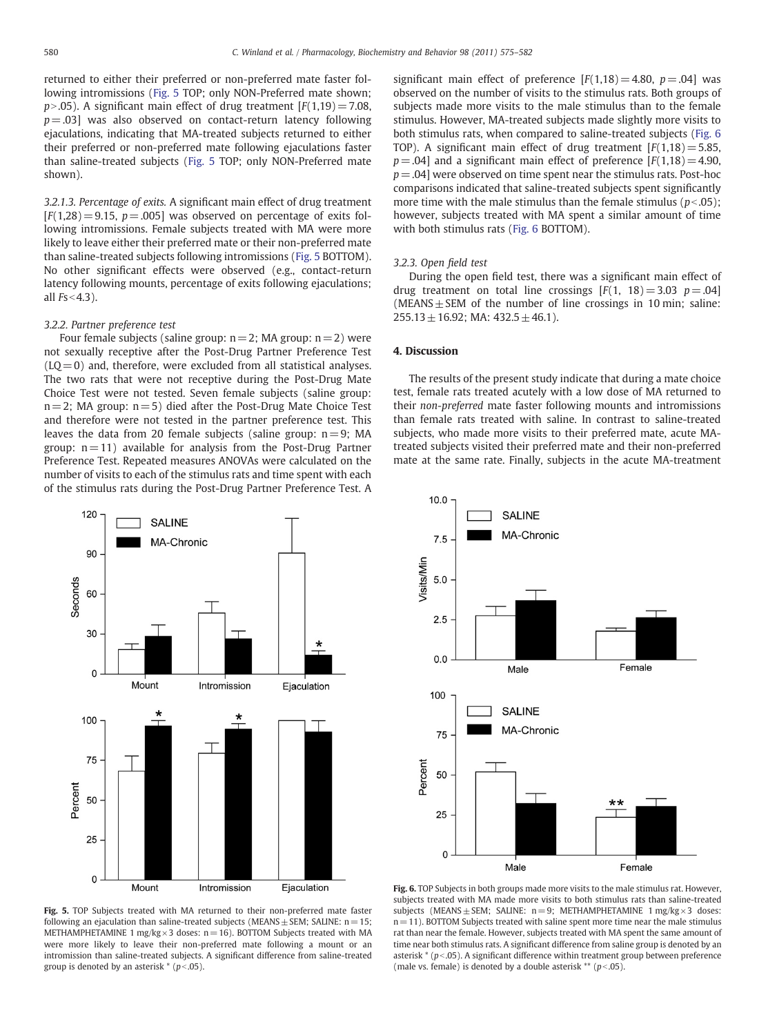returned to either their preferred or non-preferred mate faster following intromissions (Fig. 5 TOP; only NON-Preferred mate shown; $p > .05$). A significant main effect of drug treatment [$F(1,19) = 7.08$, $p = .03$] was also observed on contact-return latency following ejaculations, indicating that MA-treated subjects returned to either their preferred or non-preferred mate following ejaculations faster than saline-treated subjects (Fig. 5 TOP; only NON-Preferred mate shown).

*3.2.1.3. Percentage of exits.* A significant main effect of drug treatment [$F(1,28) = 9.15$, $p = .005$] was observed on percentage of exits following intromissions. Female subjects treated with MA were more likely to leave either their preferred mate or their non-preferred mate than saline-treated subjects following intromissions (Fig. 5 BOTTOM). No other significant effects were observed (e.g., contact-return latency following mounts, percentage of exits following ejaculations; all $Fs < 4.3$).

### 3.2.2. Partner preference test

Four female subjects (saline group: n = 2; MA group: n = 2) were not sexually receptive after the Post-Drug Partner Preference Test (LQ = 0) and, therefore, were excluded from all statistical analyses. The two rats that were not receptive during the Post-Drug Mate Choice Test were not tested. Seven female subjects (saline group: n = 2; MA group: n = 5) died after the Post-Drug Mate Choice Test and therefore were not tested in the partner preference test. This leaves the data from 20 female subjects (saline group: n = 9; MA group: n = 11) available for analysis from the Post-Drug Partner Preference Test. Repeated measures ANOVAs were calculated on the number of visits to each of the stimulus rats and time spent with each of the stimulus rats during the Post-Drug Partner Preference Test. A significant main effect of preference [$F(1,18) = 4.80$, $p = .04$] was observed on the number of visits to the stimulus rats. Both groups of subjects made more visits to the male stimulus than to the female stimulus. However, MA-treated subjects made slightly more visits to both stimulus rats, when compared to saline-treated subjects (Fig. 6 TOP). A significant main effect of drug treatment [$F(1,18) = 5.85$, $p = .04$] and a significant main effect of preference [$F(1,18) = 4.90$, $p = .04$] were observed on time spent near the stimulus rats. Post-hoc comparisons indicated that saline-treated subjects spent significantly more time with the male stimulus than the female stimulus ($p < .05$); however, subjects treated with MA spent a similar amount of time with both stimulus rats (Fig. 6 BOTTOM).

### 3.2.3. Open field test

During the open field test, there was a significant main effect of drug treatment on total line crossings [$F(1, 18) = 3.03$ $p = .04$] (MEANS ± SEM of the number of line crossings in 10 min; saline: 255.13 ± 16.92; MA: 432.5 ± 46.1).

## 4. Discussion

The results of the present study indicate that during a mate choice test, female rats treated acutely with a low dose of MA returned to their *non-preferred* mate faster following mounts and intromissions than female rats treated with saline. In contrast to saline-treated subjects, who made more visits to their preferred mate, acute MA-treated subjects visited their preferred mate and their non-preferred mate at the same rate. Finally, subjects in the acute MA-treatment

**Fig. 5.** TOP Subjects treated with MA returned to their non-preferred mate faster following an ejaculation than saline-treated subjects (MEANS ± SEM; SALINE: n = 15; METHAMPHETAMINE 1 mg/kg × 3 doses: n = 16). BOTTOM Subjects treated with MA were more likely to leave their non-preferred mate following a mount or an intromission than saline-treated subjects. A significant difference from saline-treated group is denoted by an asterisk * ($p < .05$).

**Fig. 6.** TOP Subjects in both groups made more visits to the male stimulus rat. However, subjects treated with MA made more visits to both stimulus rats than saline-treated subjects (MEANS ± SEM; SALINE: n = 9; METHAMPHETAMINE 1 mg/kg × 3 doses: n = 11). BOTTOM Subjects treated with saline spent more time near the male stimulus rat than near the female. However, subjects treated with MA spent the same amount of time near both stimulus rats. A significant difference from saline group is denoted by an asterisk * ($p < .05$). A significant difference within treatment group between preference (male vs. female) is denoted by a double asterisk ** ($p < .05$).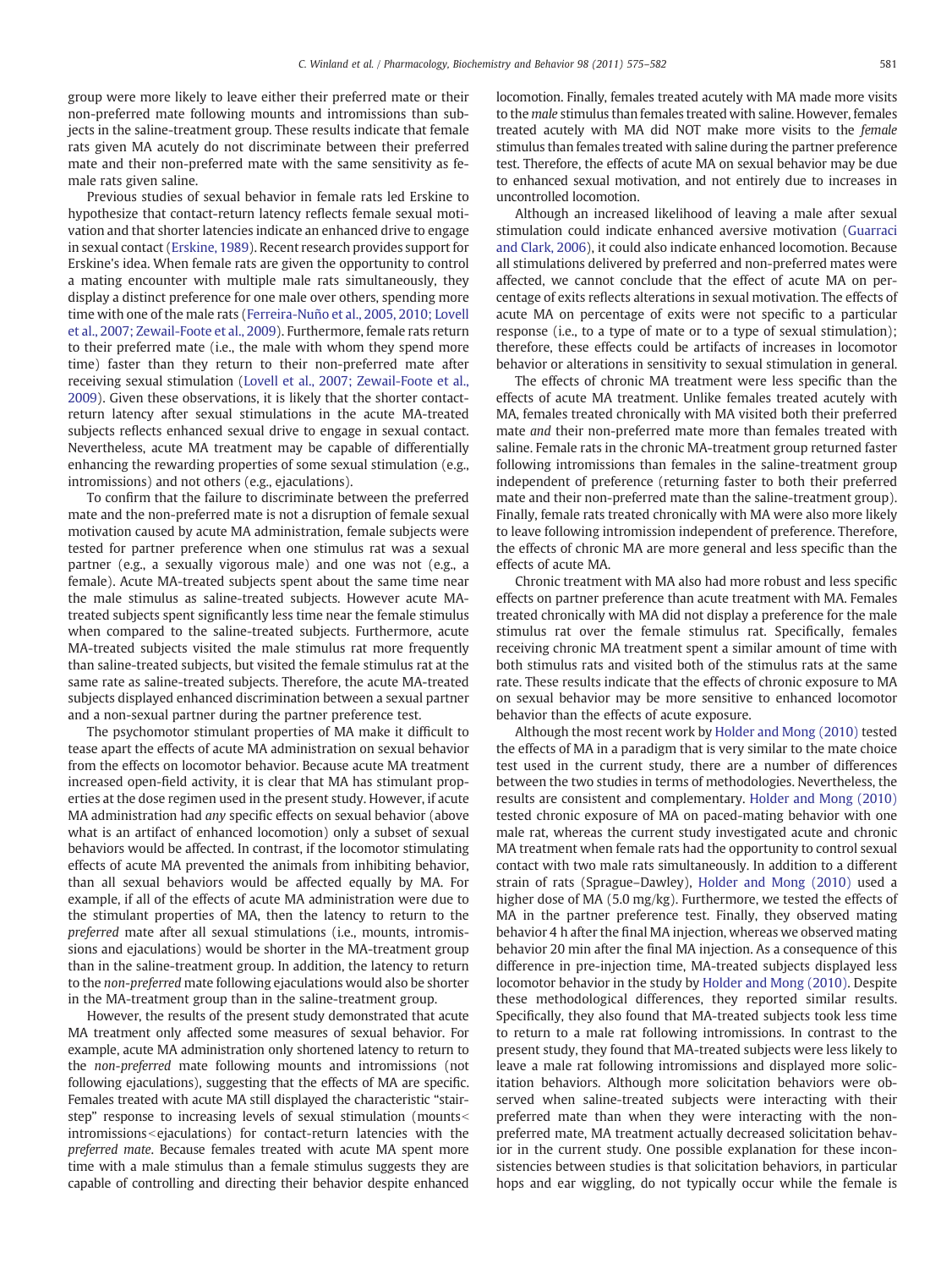group were more likely to leave either their preferred mate or their non-preferred mate following mounts and intromissions than subjects in the saline-treatment group. These results indicate that female rats given MA acutely do not discriminate between their preferred mate and their non-preferred mate with the same sensitivity as female rats given saline.

Previous studies of sexual behavior in female rats led Erskine to hypothesize that contact-return latency reflects female sexual motivation and that shorter latencies indicate an enhanced drive to engage in sexual contact (Erskine, 1989). Recent research provides support for Erskine's idea. When female rats are given the opportunity to control a mating encounter with multiple male rats simultaneously, they display a distinct preference for one male over others, spending more time with one of the male rats (Ferreira-Nuño et al., 2005, 2010; Lovell et al., 2007; Zewail-Foote et al., 2009). Furthermore, female rats return to their preferred mate (i.e., the male with whom they spend more time) faster than they return to their non-preferred mate after receiving sexual stimulation (Lovell et al., 2007; Zewail-Foote et al., 2009). Given these observations, it is likely that the shorter contact-return latency after sexual stimulations in the acute MA-treated subjects reflects enhanced sexual drive to engage in sexual contact. Nevertheless, acute MA treatment may be capable of differentially enhancing the rewarding properties of some sexual stimulation (e.g., intromissions) and not others (e.g., ejaculations).

To confirm that the failure to discriminate between the preferred mate and the non-preferred mate is not a disruption of female sexual motivation caused by acute MA administration, female subjects were tested for partner preference when one stimulus rat was a sexual partner (e.g., a sexually vigorous male) and one was not (e.g., a female). Acute MA-treated subjects spent about the same time near the male stimulus as saline-treated subjects. However acute MA-treated subjects spent significantly less time near the female stimulus when compared to the saline-treated subjects. Furthermore, acute MA-treated subjects visited the male stimulus rat more frequently than saline-treated subjects, but visited the female stimulus rat at the same rate as saline-treated subjects. Therefore, the acute MA-treated subjects displayed enhanced discrimination between a sexual partner and a non-sexual partner during the partner preference test.

The psychomotor stimulant properties of MA make it difficult to tease apart the effects of acute MA administration on sexual behavior from the effects on locomotor behavior. Because acute MA treatment increased open-field activity, it is clear that MA has stimulant properties at the dose regimen used in the present study. However, if acute MA administration had *any* specific effects on sexual behavior (above what is an artifact of enhanced locomotion) only a subset of sexual behaviors would be affected. In contrast, if the locomotor stimulating effects of acute MA prevented the animals from inhibiting behavior, than all sexual behaviors would be affected equally by MA. For example, if all of the effects of acute MA administration were due to the stimulant properties of MA, then the latency to return to the *preferred* mate after all sexual stimulations (i.e., mounts, intromissions and ejaculations) would be shorter in the MA-treatment group than in the saline-treatment group. In addition, the latency to return to the *non-preferred* mate following ejaculations would also be shorter in the MA-treatment group than in the saline-treatment group.

However, the results of the present study demonstrated that acute MA treatment only affected some measures of sexual behavior. For example, acute MA administration only shortened latency to return to the *non-preferred* mate following mounts and intromissions (not following ejaculations), suggesting that the effects of MA are specific. Females treated with acute MA still displayed the characteristic "stair-step" response to increasing levels of sexual stimulation (mounts < intromissions < ejaculations) for contact-return latencies with the *preferred mate*. Because females treated with acute MA spent more time with a male stimulus than a female stimulus suggests they are capable of controlling and directing their behavior despite enhanced locomotion. Finally, females treated acutely with MA made more visits to the *male* stimulus than females treated with saline. However, females treated acutely with MA did NOT make more visits to the *female* stimulus than females treated with saline during the partner preference test. Therefore, the effects of acute MA on sexual behavior may be due to enhanced sexual motivation, and not entirely due to increases in uncontrolled locomotion.

Although an increased likelihood of leaving a male after sexual stimulation could indicate enhanced aversive motivation (Guarraci and Clark, 2006), it could also indicate enhanced locomotion. Because all stimulations delivered by preferred and non-preferred mates were affected, we cannot conclude that the effect of acute MA on percentage of exits reflects alterations in sexual motivation. The effects of acute MA on percentage of exits were not specific to a particular response (i.e., to a type of mate or to a type of sexual stimulation); therefore, these effects could be artifacts of increases in locomotor behavior or alterations in sensitivity to sexual stimulation in general.

The effects of chronic MA treatment were less specific than the effects of acute MA treatment. Unlike females treated acutely with MA, females treated chronically with MA visited both their preferred mate *and* their non-preferred mate more than females treated with saline. Female rats in the chronic MA-treatment group returned faster following intromissions than females in the saline-treatment group independent of preference (returning faster to both their preferred mate and their non-preferred mate than the saline-treatment group). Finally, female rats treated chronically with MA were also more likely to leave following intromission independent of preference. Therefore, the effects of chronic MA are more general and less specific than the effects of acute MA.

Chronic treatment with MA also had more robust and less specific effects on partner preference than acute treatment with MA. Females treated chronically with MA did not display a preference for the male stimulus rat over the female stimulus rat. Specifically, females receiving chronic MA treatment spent a similar amount of time with both stimulus rats and visited both of the stimulus rats at the same rate. These results indicate that the effects of chronic exposure to MA on sexual behavior may be more sensitive to enhanced locomotor behavior than the effects of acute exposure.

Although the most recent work by Holder and Mong (2010) tested the effects of MA in a paradigm that is very similar to the mate choice test used in the current study, there are a number of differences between the two studies in terms of methodologies. Nevertheless, the results are consistent and complementary. Holder and Mong (2010) tested chronic exposure of MA on paced-mating behavior with one male rat, whereas the current study investigated acute and chronic MA treatment when female rats had the opportunity to control sexual contact with two male rats simultaneously. In addition to a different strain of rats (Sprague–Dawley), Holder and Mong (2010) used a higher dose of MA (5.0 mg/kg). Furthermore, we tested the effects of MA in the partner preference test. Finally, they observed mating behavior 4 h after the final MA injection, whereas we observed mating behavior 20 min after the final MA injection. As a consequence of this difference in pre-injection time, MA-treated subjects displayed less locomotor behavior in the study by Holder and Mong (2010). Despite these methodological differences, they reported similar results. Specifically, they also found that MA-treated subjects took less time to return to a male rat following intromissions. In contrast to the present study, they found that MA-treated subjects were less likely to leave a male rat following intromissions and displayed more solicitation behaviors. Although more solicitation behaviors were observed when saline-treated subjects were interacting with their preferred mate than when they were interacting with the non-preferred mate, MA treatment actually decreased solicitation behavior in the current study. One possible explanation for these inconsistencies between studies is that solicitation behaviors, in particular hops and ear wiggling, do not typically occur while the female is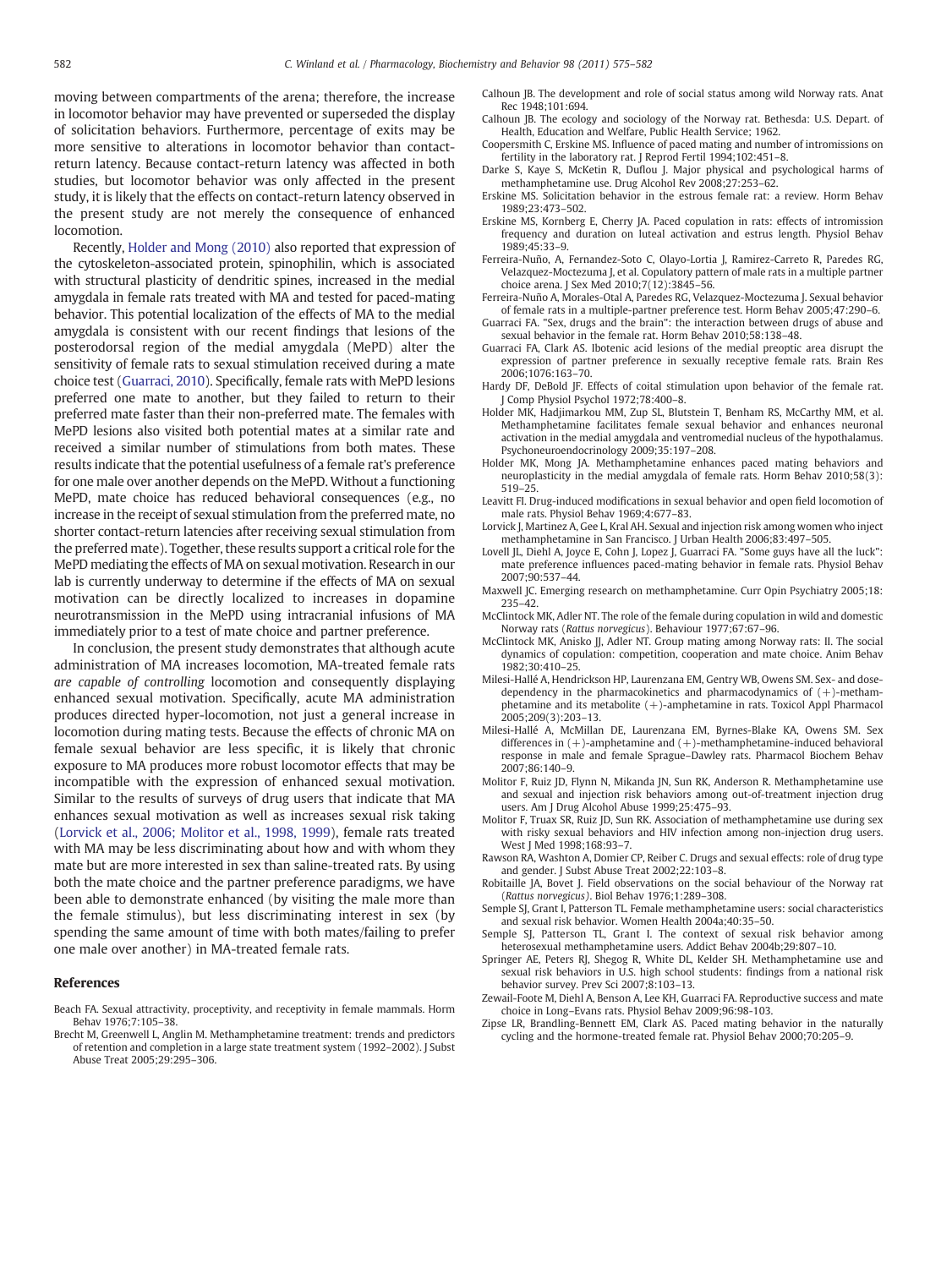moving between compartments of the arena; therefore, the increase in locomotor behavior may have prevented or superseded the display of solicitation behaviors. Furthermore, percentage of exits may be more sensitive to alterations in locomotor behavior than contact-return latency. Because contact-return latency was affected in both studies, but locomotor behavior was only affected in the present study, it is likely that the effects on contact-return latency observed in the present study are not merely the consequence of enhanced locomotion.

Recently, Holder and Mong (2010) also reported that expression of the cytoskeleton-associated protein, spinophilin, which is associated with structural plasticity of dendritic spines, increased in the medial amygdala in female rats treated with MA and tested for paced-mating behavior. This potential localization of the effects of MA to the medial amygdala is consistent with our recent findings that lesions of the posterodorsal region of the medial amygdala (MePD) alter the sensitivity of female rats to sexual stimulation received during a mate choice test (Guarraci, 2010). Specifically, female rats with MePD lesions preferred one mate to another, but they failed to return to their preferred mate faster than their non-preferred mate. The females with MePD lesions also visited both potential mates at a similar rate and received a similar number of stimulations from both mates. These results indicate that the potential usefulness of a female rat's preference for one male over another depends on the MePD. Without a functioning MePD, mate choice has reduced behavioral consequences (e.g., no increase in the receipt of sexual stimulation from the preferred mate, no shorter contact-return latencies after receiving sexual stimulation from the preferred mate). Together, these results support a critical role for the MePD mediating the effects of MA on sexual motivation. Research in our lab is currently underway to determine if the effects of MA on sexual motivation can be directly localized to increases in dopamine neurotransmission in the MePD using intracranial infusions of MA immediately prior to a test of mate choice and partner preference.

In conclusion, the present study demonstrates that although acute administration of MA increases locomotion, MA-treated female rats *are capable of controlling* locomotion and consequently displaying enhanced sexual motivation. Specifically, acute MA administration produces directed hyper-locomotion, not just a general increase in locomotion during mating tests. Because the effects of chronic MA on female sexual behavior are less specific, it is likely that chronic exposure to MA produces more robust locomotor effects that may be incompatible with the expression of enhanced sexual motivation. Similar to the results of surveys of drug users that indicate that MA enhances sexual motivation as well as increases sexual risk taking (Lorvick et al., 2006; Molitor et al., 1998, 1999), female rats treated with MA may be less discriminating about how and with whom they mate but are more interested in sex than saline-treated rats. By using both the mate choice and the partner preference paradigms, we have been able to demonstrate enhanced (by visiting the male more than the female stimulus), but less discriminating interest in sex (by spending the same amount of time with both mates/failing to prefer one male over another) in MA-treated female rats.

## References

Beach FA. Sexual attractivity, proceptivity, and receptivity in female mammals. Horm Behav 1976;7:105–38.

Brecht M, Greenwell L, Anglin M. Methamphetamine treatment: trends and predictors of retention and completion in a large state treatment system (1992–2002). J Subst Abuse Treat 2005;29:295–306.

Calhoun JB. The development and role of social status among wild Norway rats. Anat Rec 1948;101:694.

Calhoun JB. The ecology and sociology of the Norway rat. Bethesda: U.S. Depart. of Health, Education and Welfare, Public Health Service; 1962.

Coopersmith C, Erskine MS. Influence of paced mating and number of intromissions on fertility in the laboratory rat. J Reprod Fertil 1994;102:451–8.

Darke S, Kaye S, McKetin R, Duflou J. Major physical and psychological harms of methamphetamine use. Drug Alcohol Rev 2008;27:253–62.

Erskine MS. Solicitation behavior in the estrous female rat: a review. Horm Behav 1989;23:473–502.

Erskine MS, Kornberg E, Cherry JA. Paced copulation in rats: effects of intromission frequency and duration on luteal activation and estrus length. Physiol Behav 1989;45:33–9.

Ferreira-Nuño, A, Fernandez-Soto C, Olayo-Lortia J, Ramirez-Carreto R, Paredes RG, Velazquez-Moctezuma J, et al. Copulatory pattern of male rats in a multiple partner choice arena. J Sex Med 2010;7(12):3845–56.

Ferreira-Nuño A, Morales-Otal A, Paredes RG, Velazquez-Moctezuma J. Sexual behavior of female rats in a multiple-partner preference test. Horm Behav 2005;47:290–6.

Guarraci FA. "Sex, drugs and the brain": the interaction between drugs of abuse and sexual behavior in the female rat. Horm Behav 2010;58:138–48.

Guarraci FA, Clark AS. Ibotenic acid lesions of the medial preoptic area disrupt the expression of partner preference in sexually receptive female rats. Brain Res 2006;1076:163–70.

Hardy DF, DeBold JF. Effects of coital stimulation upon behavior of the female rat. J Comp Physiol Psychol 1972;78:400–8.

Holder MK, Hadjimarkou MM, Zup SL, Blutstein T, Benham RS, McCarthy MM, et al. Methamphetamine facilitates female sexual behavior and enhances neuronal activation in the medial amygdala and ventromedial nucleus of the hypothalamus. Psychoneuroendocrinology 2009;35:197–208.

Holder MK, Mong JA. Methamphetamine enhances paced mating behaviors and neuroplasticity in the medial amygdala of female rats. Horm Behav 2010;58(3): 519–25.

Leavitt FI. Drug-induced modifications in sexual behavior and open field locomotion of male rats. Physiol Behav 1969;4:677–83.

Lorvick J, Martinez A, Gee L, Kral AH. Sexual and injection risk among women who inject methamphetamine in San Francisco. J Urban Health 2006;83:497–505.

Lovell JL, Diehl A, Joyce E, Cohn J, Lopez J, Guarraci FA. "Some guys have all the luck": mate preference influences paced-mating behavior in female rats. Physiol Behav 2007;90:537–44.

Maxwell JC. Emerging research on methamphetamine. Curr Opin Psychiatry 2005;18: 235–42.

McClintock MK, Adler NT. The role of the female during copulation in wild and domestic Norway rats (*Rattus norvegicus*). Behaviour 1977;67:67–96.

McClintock MK, Anisko JJ, Adler NT. Group mating among Norway rats: II. The social dynamics of copulation: competition, cooperation and mate choice. Anim Behav 1982;30:410–25.

Milesi-Hallé A, Hendrickson HP, Laurenzana EM, Gentry WB, Owens SM. Sex- and dose-dependency in the pharmacokinetics and pharmacodynamics of (+)-methamphetamine and its metabolite (+)-amphetamine in rats. Toxicol Appl Pharmacol 2005;209(3):203–13.

Milesi-Hallé A, McMillan DE, Laurenzana EM, Byrnes-Blake KA, Owens SM. Sex differences in (+)-amphetamine and (+)-methamphetamine-induced behavioral response in male and female Sprague–Dawley rats. Pharmacol Biochem Behav 2007;86:140–9.

Molitor F, Ruiz JD, Flynn N, Mikanda JN, Sun RK, Anderson R. Methamphetamine use and sexual and injection risk behaviors among out-of-treatment injection drug users. Am J Drug Alcohol Abuse 1999;25:475–93.

Molitor F, Truax SR, Ruiz JD, Sun RK. Association of methamphetamine use during sex with risky sexual behaviors and HIV infection among non-injection drug users. West J Med 1998;168:93–7.

Rawson RA, Washton A, Domier CP, Reiber C. Drugs and sexual effects: role of drug type and gender. J Subst Abuse Treat 2002;22:103–8.

Robitaille JA, Bovet J. Field observations on the social behaviour of the Norway rat (*Rattus norvegicus*). Biol Behav 1976;1:289–308.

Semple SJ, Grant I, Patterson TL. Female methamphetamine users: social characteristics and sexual risk behavior. Women Health 2004a;40:35–50.

Semple SJ, Patterson TL, Grant I. The context of sexual risk behavior among heterosexual methamphetamine users. Addict Behav 2004b;29:807–10.

Springer AE, Peters RJ, Shegog R, White DL, Kelder SH. Methamphetamine use and sexual risk behaviors in U.S. high school students: findings from a national risk behavior survey. Prev Sci 2007;8:103–13.

Zewail-Foote M, Diehl A, Benson A, Lee KH, Guarraci FA. Reproductive success and mate choice in Long–Evans rats. Physiol Behav 2009;96:98-103.

Zipse LR, Brandling-Bennett EM, Clark AS. Paced mating behavior in the naturally cycling and the hormone-treated female rat. Physiol Behav 2000;70:205–9.